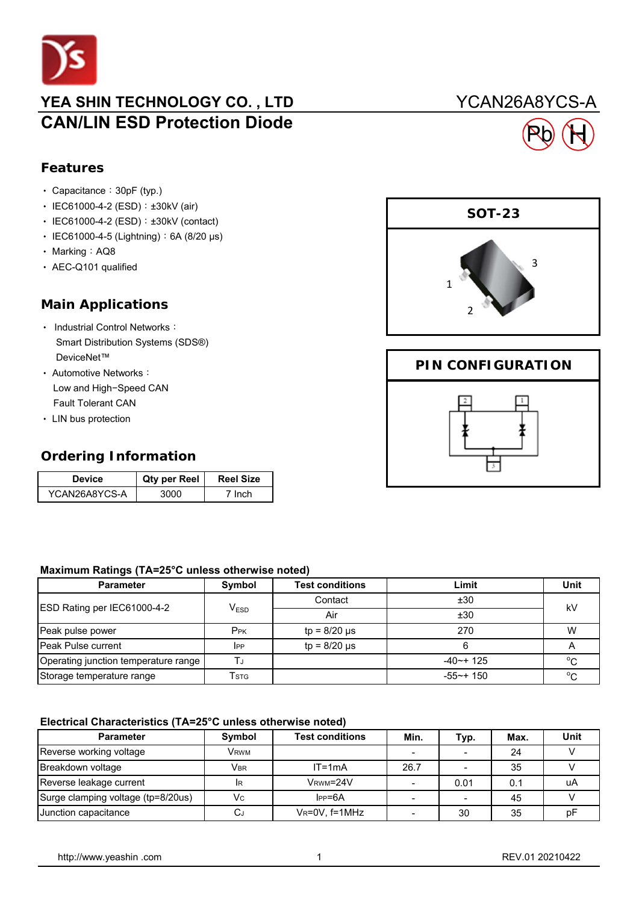# YEA SHIN TECHNOLOGY CO. , LTD

YCAN26A8YCS-A

## CAN/LIN ESD Protection Diode

## Features

- Capacitance：30pF (typ.)
- IEC61000-4-2 (ESD)：±30kV (air)
- IEC61000-4-2 (ESD)：±30kV (contact)
- IEC61000-4-5 (Lightning)：6A (8/20 μs)
- Marking：AQ8
- AEC-Q101 qualified

## Main Applications

- Industrial Control Networks：
  Smart Distribution Systems (SDS®)
  DeviceNet™
- Automotive Networks：
  Low and High−Speed CAN
  Fault Tolerant CAN
- LIN bus protection

## Ordering Information

| Device | Qty per Reel | Reel Size |
|---|---|---|
| YCAN26A8YCS-A | 3000 | 7 Inch |

**SOT-23**

1 2 3

**PIN CONFIGURATION**

### Maximum Ratings (TA=25°C unless otherwise noted)

| Parameter | Symbol | Test conditions | Limit | Unit |
|---|---|---|---|---|
| ESD Rating per IEC61000-4-2 | $V_{ESD}$ | Contact | ±30 | kV |
| | | Air | ±30 | |
| Peak pulse power | $P_{PK}$ | tp = 8/20 μs | 270 | W |
| Peak Pulse current | $I_{PP}$ | tp = 8/20 μs | 6 | A |
| Operating junction temperature range | $T_J$ | | -40~+ 125 | °C |
| Storage temperature range | $T_{STG}$ | | -55~+ 150 | °C |

### Electrical Characteristics (TA=25°C unless otherwise noted)

| Parameter | Symbol | Test conditions | Min. | Typ. | Max. | Unit |
|---|---|---|---|---|---|---|
| Reverse working voltage | $V_{RWM}$ | | - | - | 24 | V |
| Breakdown voltage | $V_{BR}$ | IT=1mA | 26.7 | - | 35 | V |
| Reverse leakage current | $I_R$ | $V_{RWM}$=24V | - | 0.01 | 0.1 | uA |
| Surge clamping voltage (tp=8/20us) | $V_C$ | $I_{PP}$=6A | - | - | 45 | V |
| Junction capacitance | $C_J$ | $V_R$=0V, f=1MHz | - | 30 | 35 | pF |

http://www.yeashin .com REV.01 20210422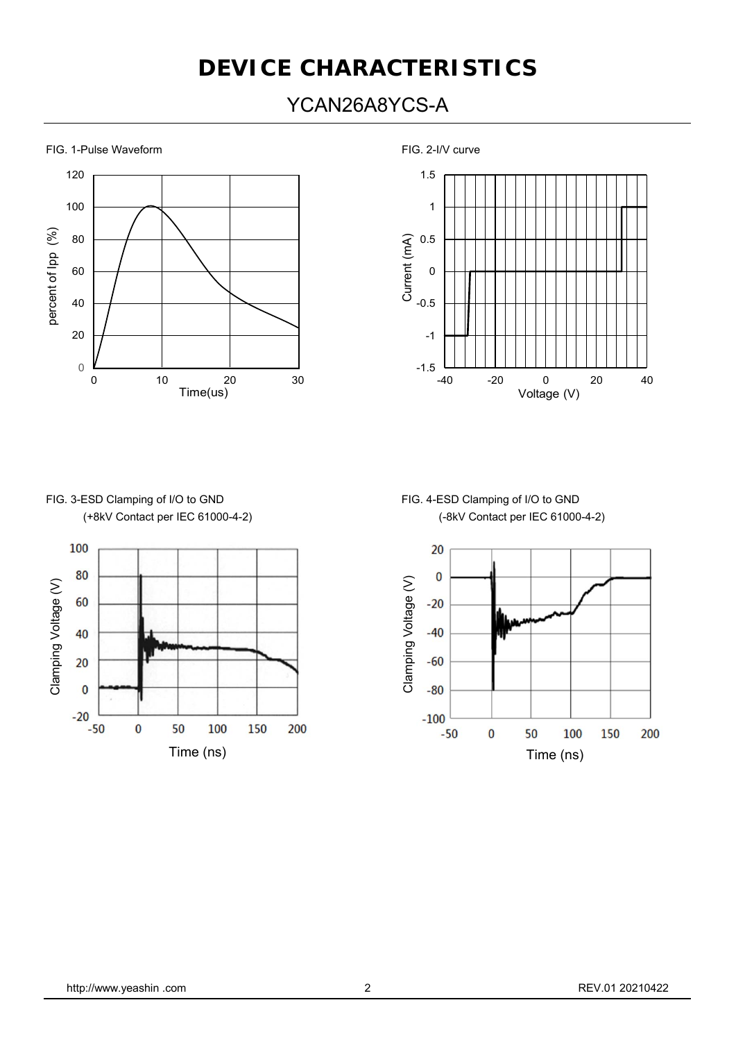# DEVICE CHARACTERISTICS

## YCAN26A8YCS-A

FIG. 1-Pulse Waveform

FIG. 2-I/V curve

FIG. 3-ESD Clamping of I/O to GND
(+8kV Contact per IEC 61000-4-2)

FIG. 4-ESD Clamping of I/O to GND
(-8kV Contact per IEC 61000-4-2)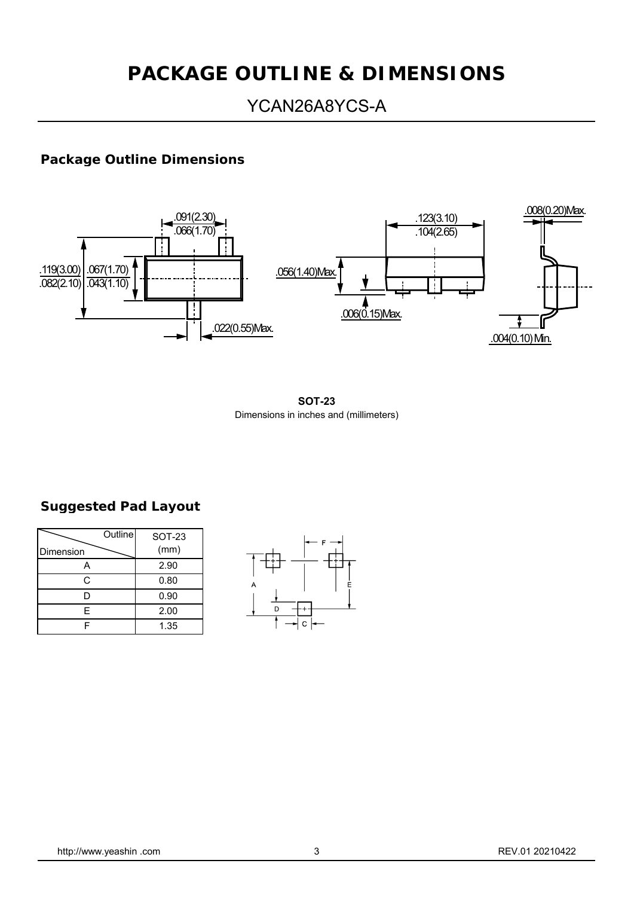# PACKAGE OUTLINE & DIMENSIONS

YCAN26A8YCS-A

## Package Outline Dimensions

.091(2.30)
.066(1.70)

.119(3.00)
.082(2.10)

.067(1.70)
.043(1.10)

.022(0.55)Max.

.123(3.10)
.104(2.65)

.056(1.40)Max.

.006(0.15)Max.

.008(0.20)Max.

.004(0.10) Min.

**SOT-23**

Dimensions in inches and (millimeters)

## Suggested Pad Layout

| Outline / Dimension | SOT-23 (mm) |
|---|---|
| A | 2.90 |
| C | 0.80 |
| D | 0.90 |
| E | 2.00 |
| F | 1.35 |

F

A

E

D

C